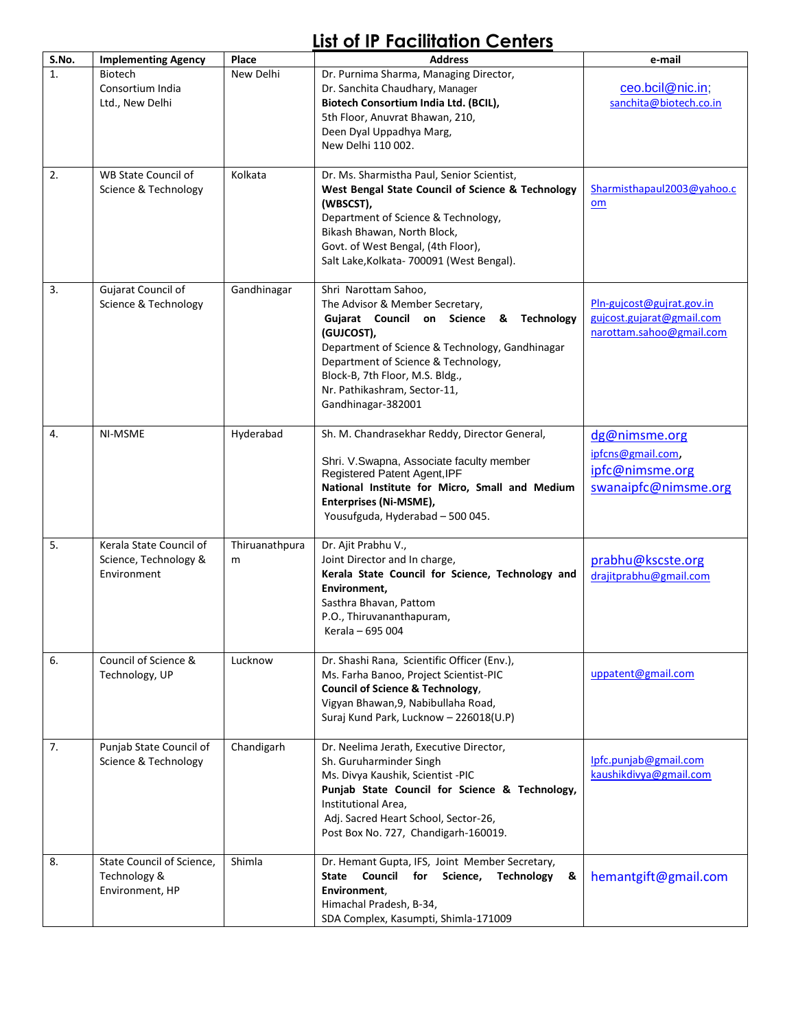# List of IP Facilitation Centers

| S.No. | Implementing Agency | Place | Address | e-mail |
|---|---|---|---|---|
| 1. | Biotech Consortium India Ltd., New Delhi | New Delhi | Dr. Purnima Sharma, Managing Director,<br>Dr. Sanchita Chaudhary, Manager<br>**Biotech Consortium India Ltd. (BCIL),**<br>5th Floor, Anuvrat Bhawan, 210,<br>Deen Dyal Uppadhya Marg,<br>New Delhi 110 002. | ceo.bcil@nic.in;<br>sanchita@biotech.co.in |
| 2. | WB State Council of Science & Technology | Kolkata | Dr. Ms. Sharmistha Paul, Senior Scientist,<br>**West Bengal State Council of Science & Technology (WBSCST),**<br>Department of Science & Technology,<br>Bikash Bhawan, North Block,<br>Govt. of West Bengal, (4th Floor),<br>Salt Lake,Kolkata- 700091 (West Bengal). | Sharmisthapaul2003@yahoo.com |
| 3. | Gujarat Council of Science & Technology | Gandhinagar | Shri Narottam Sahoo,<br>The Advisor & Member Secretary,<br>**Gujarat Council on Science & Technology (GUJCOST),**<br>Department of Science & Technology, Gandhinagar<br>Department of Science & Technology,<br>Block-B, 7th Floor, M.S. Bldg.,<br>Nr. Pathikashram, Sector-11,<br>Gandhinagar-382001 | Pln-gujcost@gujrat.gov.in<br>gujcost.gujarat@gmail.com<br>narottam.sahoo@gmail.com |
| 4. | NI-MSME | Hyderabad | Sh. M. Chandrasekhar Reddy, Director General,<br><br>Shri. V.Swapna, Associate faculty member<br>Registered Patent Agent,IPF<br>**National Institute for Micro, Small and Medium Enterprises (Ni-MSME),**<br>Yousufguda, Hyderabad – 500 045. | dg@nimsme.org<br>ipfcns@gmail.com,<br>ipfc@nimsme.org<br>swanaipfc@nimsme.org |
| 5. | Kerala State Council of Science, Technology & Environment | Thiruanathpuram | Dr. Ajit Prabhu V.,<br>Joint Director and In charge,<br>**Kerala State Council for Science, Technology and Environment,**<br>Sasthra Bhavan, Pattom<br>P.O., Thiruvananthapuram,<br>Kerala – 695 004 | prabhu@kscste.org<br>drajitprabhu@gmail.com |
| 6. | Council of Science & Technology, UP | Lucknow | Dr. Shashi Rana, Scientific Officer (Env.),<br>Ms. Farha Banoo, Project Scientist-PIC<br>**Council of Science & Technology**,<br>Vigyan Bhawan,9, Nabibullaha Road,<br>Suraj Kund Park, Lucknow – 226018(U.P) | uppatent@gmail.com |
| 7. | Punjab State Council of Science & Technology | Chandigarh | Dr. Neelima Jerath, Executive Director,<br>Sh. Guruharminder Singh<br>Ms. Divya Kaushik, Scientist -PIC<br>**Punjab State Council for Science & Technology,**<br>Institutional Area,<br>Adj. Sacred Heart School, Sector-26,<br>Post Box No. 727, Chandigarh-160019. | Ipfc.punjab@gmail.com<br>kaushikdivya@gmail.com |
| 8. | State Council of Science, Technology & Environment, HP | Shimla | Dr. Hemant Gupta, IFS, Joint Member Secretary,<br>**State Council for Science, Technology & Environment**,<br>Himachal Pradesh, B-34,<br>SDA Complex, Kasumpti, Shimla-171009 | hemantgift@gmail.com |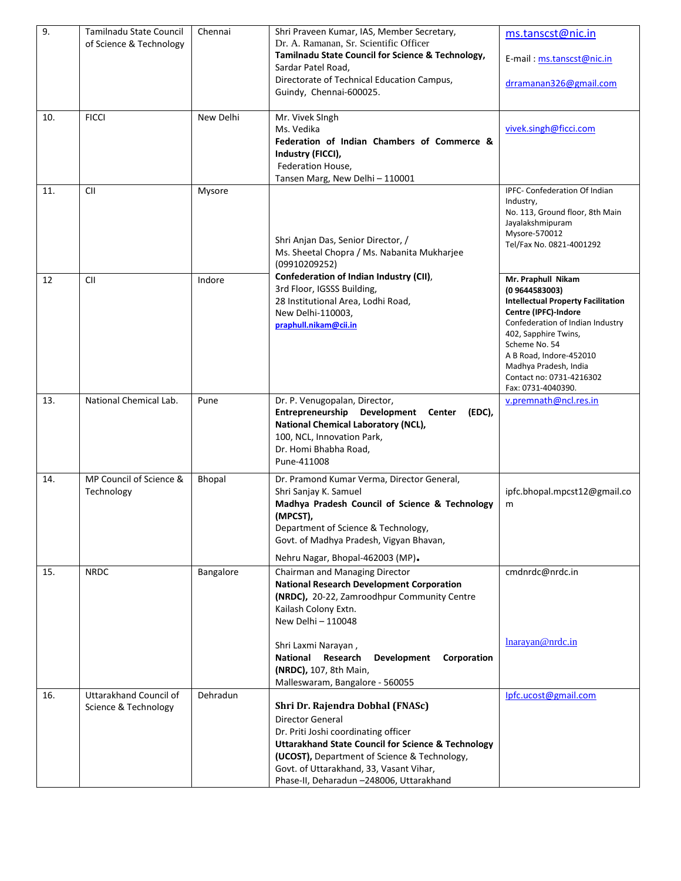| | | | | |
|---|---|---|---|---|
| 9. | Tamilnadu State Council of Science & Technology | Chennai | Shri Praveen Kumar, IAS, Member Secretary,<br>Dr. A. Ramanan, Sr. Scientific Officer<br>**Tamilnadu State Council for Science & Technology,**<br>Sardar Patel Road,<br>Directorate of Technical Education Campus,<br>Guindy, Chennai-600025. | ms.tanscst@nic.in<br><br>E-mail : ms.tanscst@nic.in<br><br>drramanan326@gmail.com |
| 10. | FICCI | New Delhi | Mr. Vivek SIngh<br>Ms. Vedika<br>**Federation of Indian Chambers of Commerce & Industry (FICCI),**<br>Federation House,<br>Tansen Marg, New Delhi – 110001 | vivek.singh@ficci.com |
| 11. | CII | Mysore | Shri Anjan Das, Senior Director, /<br>Ms. Sheetal Chopra / Ms. Nabanita Mukharjee (09910209252)<br>**Confederation of Indian Industry (CII)**,<br>3rd Floor, IGSSS Building,<br>28 Institutional Area, Lodhi Road,<br>New Delhi-110003,<br>**praphull.nikam@cii.in** | IPFC- Confederation Of Indian Industry,<br>No. 113, Ground floor, 8th Main<br>Jayalakshmipuram<br>Mysore-570012<br>Tel/Fax No. 0821-4001292 |
| 12 | CII | Indore | | **Mr. Praphull Nikam**<br>**(0 9644583003)**<br>**Intellectual Property Facilitation Centre (IPFC)-Indore**<br>Confederation of Indian Industry<br>402, Sapphire Twins,<br>Scheme No. 54<br>A B Road, Indore-452010<br>Madhya Pradesh, India<br>Contact no: 0731-4216302<br>Fax: 0731-4040390. |
| 13. | National Chemical Lab. | Pune | Dr. P. Venugopalan, Director,<br>**Entrepreneurship Development Center (EDC), National Chemical Laboratory (NCL),**<br>100, NCL, Innovation Park,<br>Dr. Homi Bhabha Road,<br>Pune-411008 | v.premnath@ncl.res.in |
| 14. | MP Council of Science & Technology | Bhopal | Dr. Pramond Kumar Verma, Director General,<br>Shri Sanjay K. Samuel<br>**Madhya Pradesh Council of Science & Technology (MPCST),**<br>Department of Science & Technology,<br>Govt. of Madhya Pradesh, Vigyan Bhavan,<br>Nehru Nagar, Bhopal-462003 (MP). | ipfc.bhopal.mpcst12@gmail.com |
| 15. | NRDC | Bangalore | Chairman and Managing Director<br>**National Research Development Corporation (NRDC),** 20-22, Zamroodhpur Community Centre<br>Kailash Colony Extn.<br>New Delhi – 110048<br><br>Shri Laxmi Narayan ,<br>**National Research Development Corporation (NRDC),** 107, 8th Main,<br>Malleswaram, Bangalore - 560055 | cmdnrdc@nrdc.in<br><br>lnarayan@nrdc.in |
| 16. | Uttarakhand Council of Science & Technology | Dehradun | **Shri Dr. Rajendra Dobhal (FNASc)**<br>Director General<br>Dr. Priti Joshi coordinating officer<br>**Uttarakhand State Council for Science & Technology (UCOST),** Department of Science & Technology,<br>Govt. of Uttarakhand, 33, Vasant Vihar,<br>Phase-II, Deharadun –248006, Uttarakhand | Ipfc.ucost@gmail.com |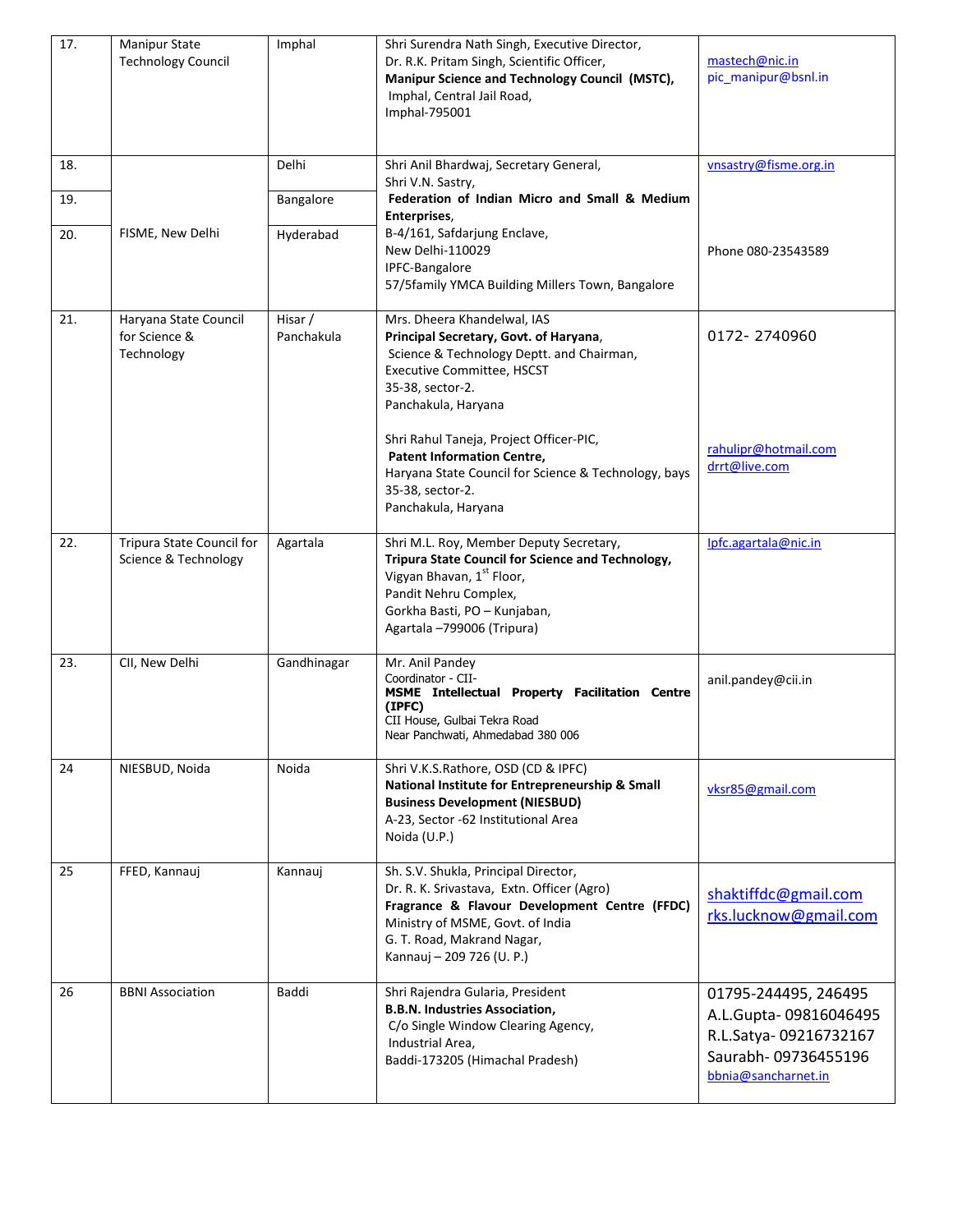| 17. | Manipur State Technology Council | Imphal | Shri Surendra Nath Singh, Executive Director,<br>Dr. R.K. Pritam Singh, Scientific Officer,<br>**Manipur Science and Technology Council (MSTC),**<br>Imphal, Central Jail Road,<br>Imphal-795001 | mastech@nic.in<br>pic_manipur@bsnl.in |
|---|---|---|---|---|
| 18. | FISME, New Delhi | Delhi | Shri Anil Bhardwaj, Secretary General,<br>Shri V.N. Sastry,<br>**Federation of Indian Micro and Small & Medium Enterprises**,<br>B-4/161, Safdarjung Enclave,<br>New Delhi-110029<br>IPFC-Bangalore<br>57/5family YMCA Building Millers Town, Bangalore | vnsastry@fisme.org.in<br><br>Phone 080-23543589 |
| 19. | | Bangalore | | |
| 20. | | Hyderabad | | |
| 21. | Haryana State Council for Science & Technology | Hisar / Panchakula | Mrs. Dheera Khandelwal, IAS<br>**Principal Secretary, Govt. of Haryana**,<br>Science & Technology Deptt. and Chairman, Executive Committee, HSCST<br>35-38, sector-2.<br>Panchakula, Haryana<br><br>Shri Rahul Taneja, Project Officer-PIC,<br>**Patent Information Centre,**<br>Haryana State Council for Science & Technology, bays 35-38, sector-2.<br>Panchakula, Haryana | 0172- 2740960<br><br>rahulipr@hotmail.com<br>drrt@live.com |
| 22. | Tripura State Council for Science & Technology | Agartala | Shri M.L. Roy, Member Deputy Secretary,<br>**Tripura State Council for Science and Technology,**<br>Vigyan Bhavan, 1st Floor,<br>Pandit Nehru Complex,<br>Gorkha Basti, PO – Kunjaban,<br>Agartala –799006 (Tripura) | Ipfc.agartala@nic.in |
| 23. | CII, New Delhi | Gandhinagar | Mr. Anil Pandey<br>Coordinator - CII-<br>**MSME Intellectual Property Facilitation Centre (IPFC)**<br>CII House, Gulbai Tekra Road<br>Near Panchwati, Ahmedabad 380 006 | anil.pandey@cii.in |
| 24 | NIESBUD, Noida | Noida | Shri V.K.S.Rathore, OSD (CD & IPFC)<br>**National Institute for Entrepreneurship & Small Business Development (NIESBUD)**<br>A-23, Sector -62 Institutional Area<br>Noida (U.P.) | vksr85@gmail.com |
| 25 | FFED, Kannauj | Kannauj | Sh. S.V. Shukla, Principal Director,<br>Dr. R. K. Srivastava, Extn. Officer (Agro)<br>**Fragrance & Flavour Development Centre (FFDC)**<br>Ministry of MSME, Govt. of India<br>G. T. Road, Makrand Nagar,<br>Kannauj – 209 726 (U. P.) | shaktiffdc@gmail.com<br>rks.lucknow@gmail.com |
| 26 | BBNI Association | Baddi | Shri Rajendra Gularia, President<br>**B.B.N. Industries Association,**<br>C/o Single Window Clearing Agency,<br>Industrial Area,<br>Baddi-173205 (Himachal Pradesh) | 01795-244495, 246495<br>A.L.Gupta- 09816046495<br>R.L.Satya- 09216732167<br>Saurabh- 09736455196<br>bbnia@sancharnet.in |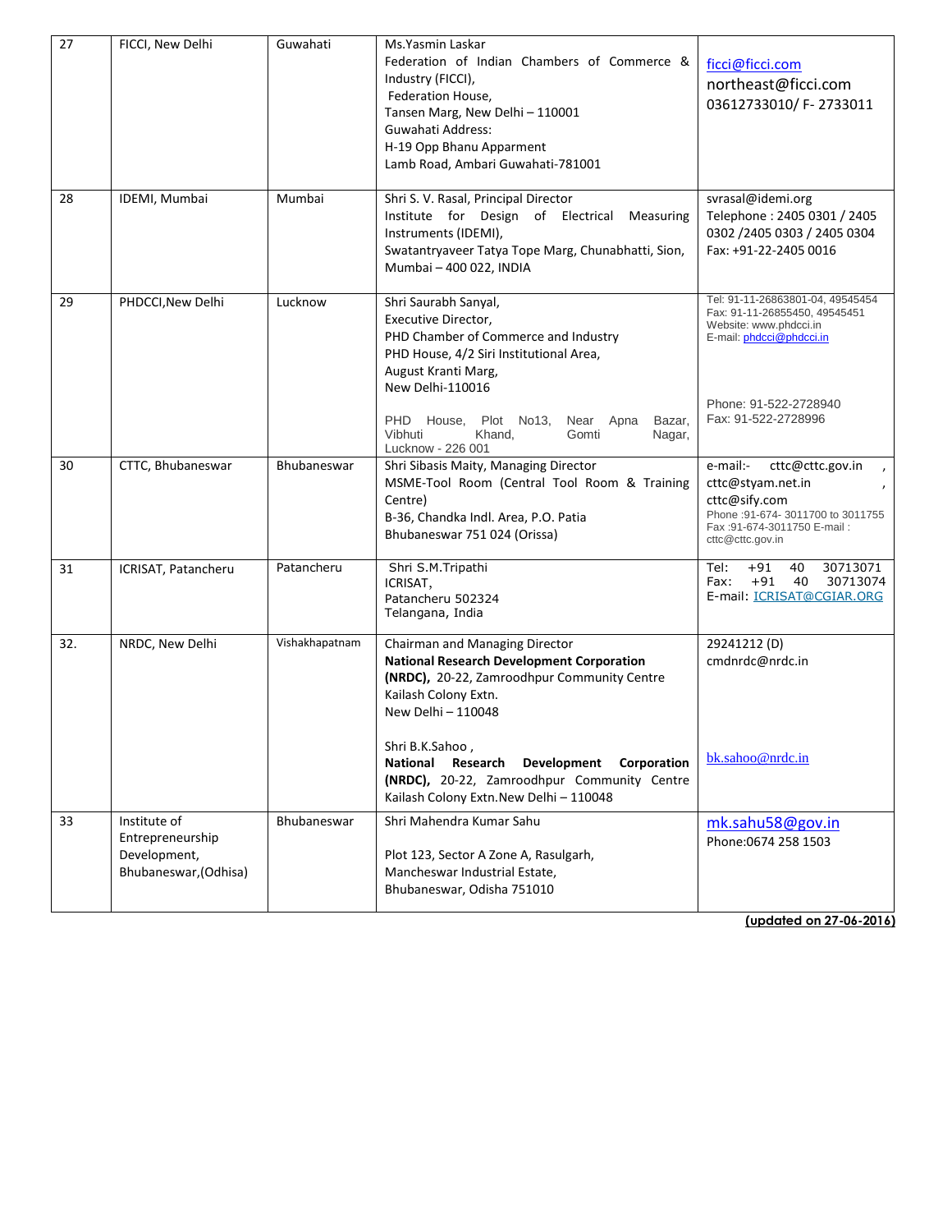| | | | | |
|---|---|---|---|---|
| 27 | FICCI, New Delhi | Guwahati | Ms.Yasmin Laskar<br>Federation of Indian Chambers of Commerce & Industry (FICCI),<br>Federation House,<br>Tansen Marg, New Delhi – 110001<br>Guwahati Address:<br>H-19 Opp Bhanu Apparment<br>Lamb Road, Ambari Guwahati-781001 | ficci@ficci.com<br>northeast@ficci.com<br>03612733010/ F- 2733011 |
| 28 | IDEMI, Mumbai | Mumbai | Shri S. V. Rasal, Principal Director<br>Institute for Design of Electrical Measuring Instruments (IDEMI),<br>Swatantryaveer Tatya Tope Marg, Chunabhatti, Sion, Mumbai – 400 022, INDIA | svrasal@idemi.org<br>Telephone : 2405 0301 / 2405 0302 /2405 0303 / 2405 0304<br>Fax: +91-22-2405 0016 |
| 29 | PHDCCI,New Delhi | Lucknow | Shri Saurabh Sanyal,<br>Executive Director,<br>PHD Chamber of Commerce and Industry<br>PHD House, 4/2 Siri Institutional Area,<br>August Kranti Marg,<br>New Delhi-110016<br><br>PHD House, Plot No13, Near Apna Bazar, Vibhuti Khand, Gomti Nagar, Lucknow - 226 001 | Tel: 91-11-26863801-04, 49545454<br>Fax: 91-11-26855450, 49545451<br>Website: www.phdcci.in<br>E-mail: phdcci@phdcci.in<br><br>Phone: 91-522-2728940<br>Fax: 91-522-2728996 |
| 30 | CTTC, Bhubaneswar | Bhubaneswar | Shri Sibasis Maity, Managing Director<br>MSME-Tool Room (Central Tool Room & Training Centre)<br>B-36, Chandka Indl. Area, P.O. Patia<br>Bhubaneswar 751 024 (Orissa) | e-mail:- cttc@cttc.gov.in , cttc@styam.net.in , cttc@sify.com<br>Phone :91-674- 3011700 to 3011755<br>Fax :91-674-3011750 E-mail : cttc@cttc.gov.in |
| 31 | ICRISAT, Patancheru | Patancheru | Shri S.M.Tripathi<br>ICRISAT,<br>Patancheru 502324<br>Telangana, India | Tel: +91 40 30713071<br>Fax: +91 40 30713074<br>E-mail: ICRISAT@CGIAR.ORG |
| 32. | NRDC, New Delhi | Vishakhapatnam | Chairman and Managing Director<br>**National Research Development Corporation (NRDC),** 20-22, Zamroodhpur Community Centre Kailash Colony Extn.<br>New Delhi – 110048<br><br>Shri B.K.Sahoo ,<br>**National Research Development Corporation (NRDC),** 20-22, Zamroodhpur Community Centre Kailash Colony Extn.New Delhi – 110048 | 29241212 (D)<br>cmdnrdc@nrdc.in<br><br>bk.sahoo@nrdc.in |
| 33 | Institute of Entrepreneurship Development, Bhubaneswar,(Odhisa) | Bhubaneswar | Shri Mahendra Kumar Sahu<br><br>Plot 123, Sector A Zone A, Rasulgarh, Mancheswar Industrial Estate,<br>Bhubaneswar, Odisha 751010 | mk.sahu58@gov.in<br>Phone:0674 258 1503 |

**(updated on 27-06-2016)**